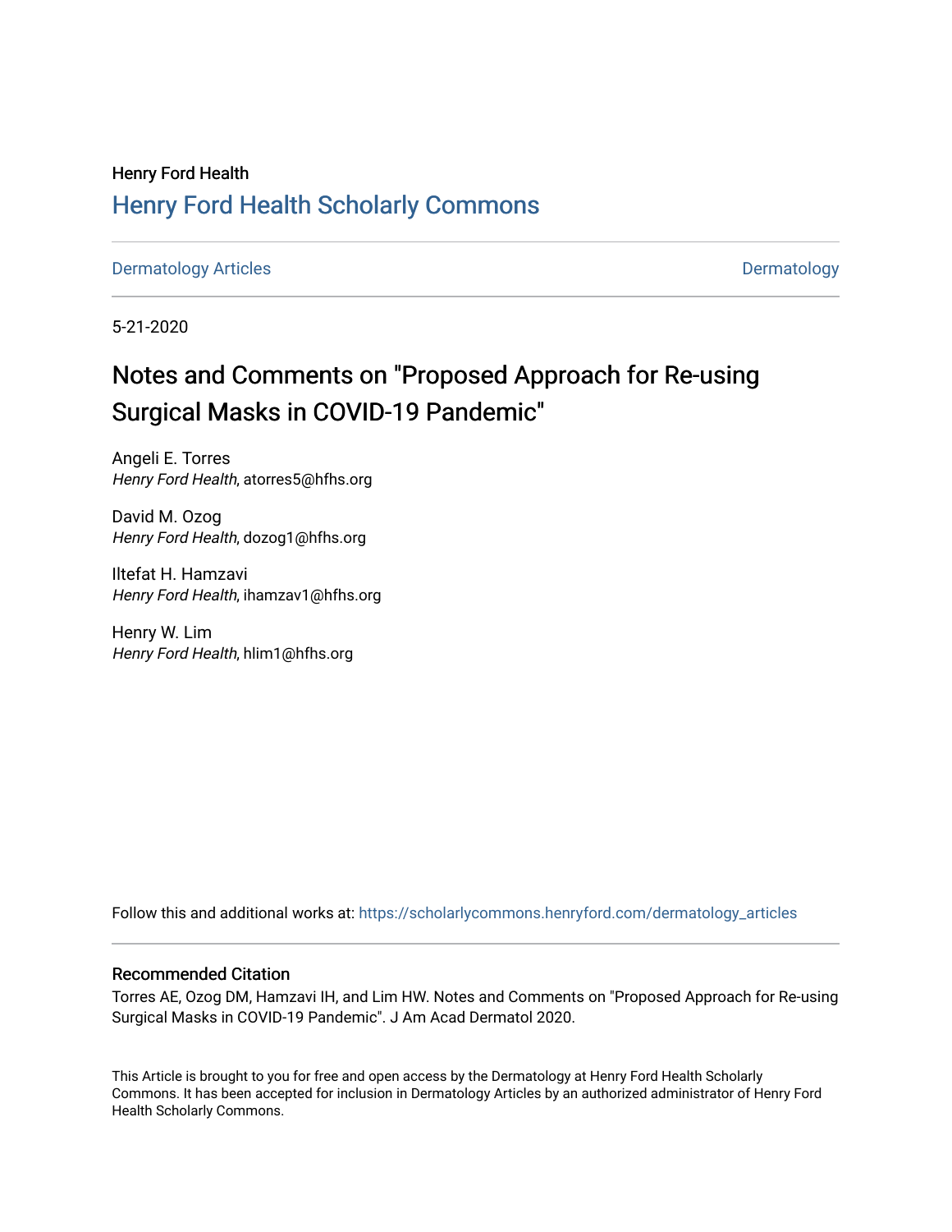Henry Ford Health

# Henry Ford Health Scholarly Commons

Dermatology Articles | Dermatology

5-21-2020

# Notes and Comments on "Proposed Approach for Re-using Surgical Masks in COVID-19 Pandemic"

Angeli E. Torres
*Henry Ford Health*, atorres5@hfhs.org

David M. Ozog
*Henry Ford Health*, dozog1@hfhs.org

Iltefat H. Hamzavi
*Henry Ford Health*, ihamzav1@hfhs.org

Henry W. Lim
*Henry Ford Health*, hlim1@hfhs.org

Follow this and additional works at: https://scholarlycommons.henryford.com/dermatology_articles

## Recommended Citation

Torres AE, Ozog DM, Hamzavi IH, and Lim HW. Notes and Comments on "Proposed Approach for Re-using Surgical Masks in COVID-19 Pandemic". J Am Acad Dermatol 2020.

This Article is brought to you for free and open access by the Dermatology at Henry Ford Health Scholarly Commons. It has been accepted for inclusion in Dermatology Articles by an authorized administrator of Henry Ford Health Scholarly Commons.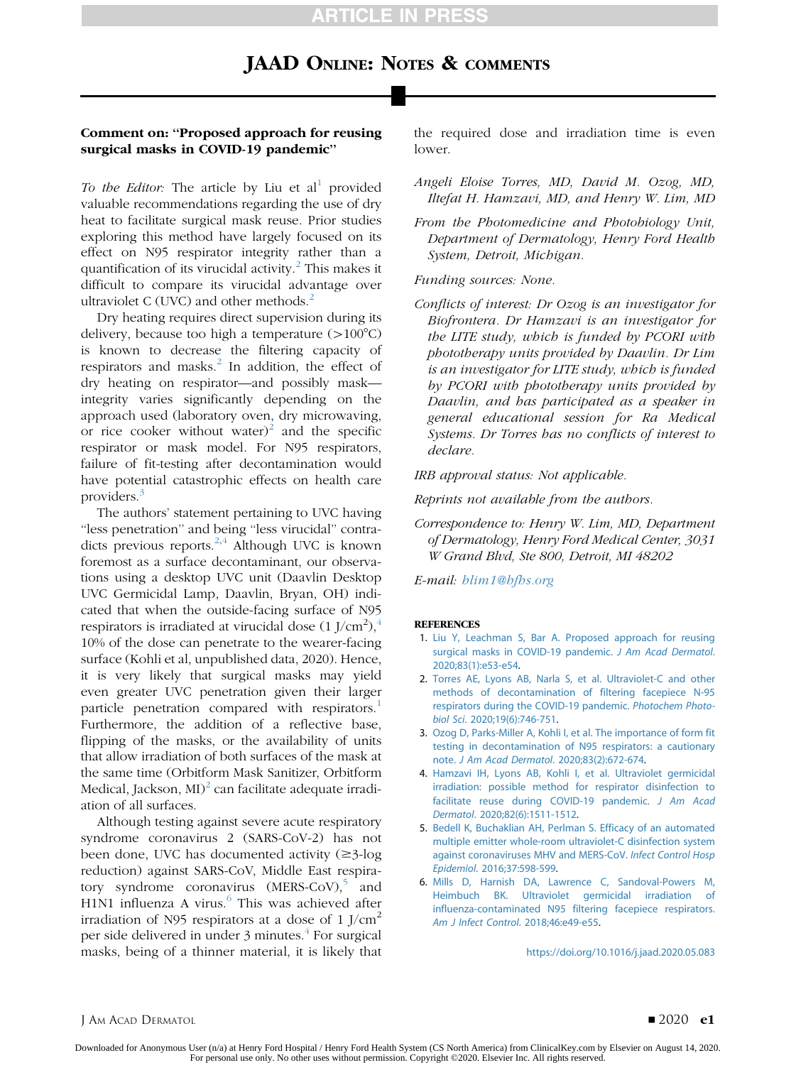# JAAD Online: Notes & comments

### Comment on: "Proposed approach for reusing surgical masks in COVID-19 pandemic"

*To the Editor:* The article by Liu et al[1] provided valuable recommendations regarding the use of dry heat to facilitate surgical mask reuse. Prior studies exploring this method have largely focused on its effect on N95 respirator integrity rather than a quantification of its virucidal activity.[2] This makes it difficult to compare its virucidal advantage over ultraviolet C (UVC) and other methods.[2]

Dry heating requires direct supervision during its delivery, because too high a temperature (>100°C) is known to decrease the filtering capacity of respirators and masks.[2] In addition, the effect of dry heating on respirator—and possibly mask—integrity varies significantly depending on the approach used (laboratory oven, dry microwaving, or rice cooker without water)[2] and the specific respirator or mask model. For N95 respirators, failure of fit-testing after decontamination would have potential catastrophic effects on health care providers.[3]

The authors' statement pertaining to UVC having "less penetration" and being "less virucidal" contradicts previous reports.[2,4] Although UVC is known foremost as a surface decontaminant, our observations using a desktop UVC unit (Daavlin Desktop UVC Germicidal Lamp, Daavlin, Bryan, OH) indicated that when the outside-facing surface of N95 respirators is irradiated at virucidal dose (1 J/cm$^2$),[4] 10% of the dose can penetrate to the wearer-facing surface (Kohli et al, unpublished data, 2020). Hence, it is very likely that surgical masks may yield even greater UVC penetration given their larger particle penetration compared with respirators.[1] Furthermore, the addition of a reflective base, flipping of the masks, or the availability of units that allow irradiation of both surfaces of the mask at the same time (Orbitform Mask Sanitizer, Orbitform Medical, Jackson, MI)[2] can facilitate adequate irradiation of all surfaces.

Although testing against severe acute respiratory syndrome coronavirus 2 (SARS-CoV-2) has not been done, UVC has documented activity (≥3-log reduction) against SARS-CoV, Middle East respiratory syndrome coronavirus (MERS-CoV),[5] and H1N1 influenza A virus.[6] This was achieved after irradiation of N95 respirators at a dose of 1 J/cm$^2$ per side delivered in under 3 minutes.[4] For surgical masks, being of a thinner material, it is likely that the required dose and irradiation time is even lower.

*Angeli Eloise Torres, MD, David M. Ozog, MD, Iltefat H. Hamzavi, MD, and Henry W. Lim, MD*

*From the Photomedicine and Photobiology Unit, Department of Dermatology, Henry Ford Health System, Detroit, Michigan.*

*Funding sources: None.*

*Conflicts of interest: Dr Ozog is an investigator for Biofrontera. Dr Hamzavi is an investigator for the LITE study, which is funded by PCORI with phototherapy units provided by Daavlin. Dr Lim is an investigator for LITE study, which is funded by PCORI with phototherapy units provided by Daavlin, and has participated as a speaker in general educational session for Ra Medical Systems. Dr Torres has no conflicts of interest to declare.*

*IRB approval status: Not applicable.*

*Reprints not available from the authors.*

*Correspondence to: Henry W. Lim, MD, Department of Dermatology, Henry Ford Medical Center, 3031 W Grand Blvd, Ste 800, Detroit, MI 48202*

*E-mail:* hlim1@hfhs.org

#### REFERENCES

1. Liu Y, Leachman S, Bar A. Proposed approach for reusing surgical masks in COVID-19 pandemic. *J Am Acad Dermatol*. 2020;83(1):e53-e54.
2. Torres AE, Lyons AB, Narla S, et al. Ultraviolet-C and other methods of decontamination of filtering facepiece N-95 respirators during the COVID-19 pandemic. *Photochem Photobiol Sci*. 2020;19(6):746-751.
3. Ozog D, Parks-Miller A, Kohli I, et al. The importance of form fit testing in decontamination of N95 respirators: a cautionary note. *J Am Acad Dermatol*. 2020;83(2):672-674.
4. Hamzavi IH, Lyons AB, Kohli I, et al. Ultraviolet germicidal irradiation: possible method for respirator disinfection to facilitate reuse during COVID-19 pandemic. *J Am Acad Dermatol*. 2020;82(6):1511-1512.
5. Bedell K, Buchaklian AH, Perlman S. Efficacy of an automated multiple emitter whole-room ultraviolet-C disinfection system against coronaviruses MHV and MERS-CoV. *Infect Control Hosp Epidemiol*. 2016;37:598-599.
6. Mills D, Harnish DA, Lawrence C, Sandoval-Powers M, Heimbuch BK. Ultraviolet germicidal irradiation of influenza-contaminated N95 filtering facepiece respirators. *Am J Infect Control*. 2018;46:e49-e55.

https://doi.org/10.1016/j.jaad.2020.05.083